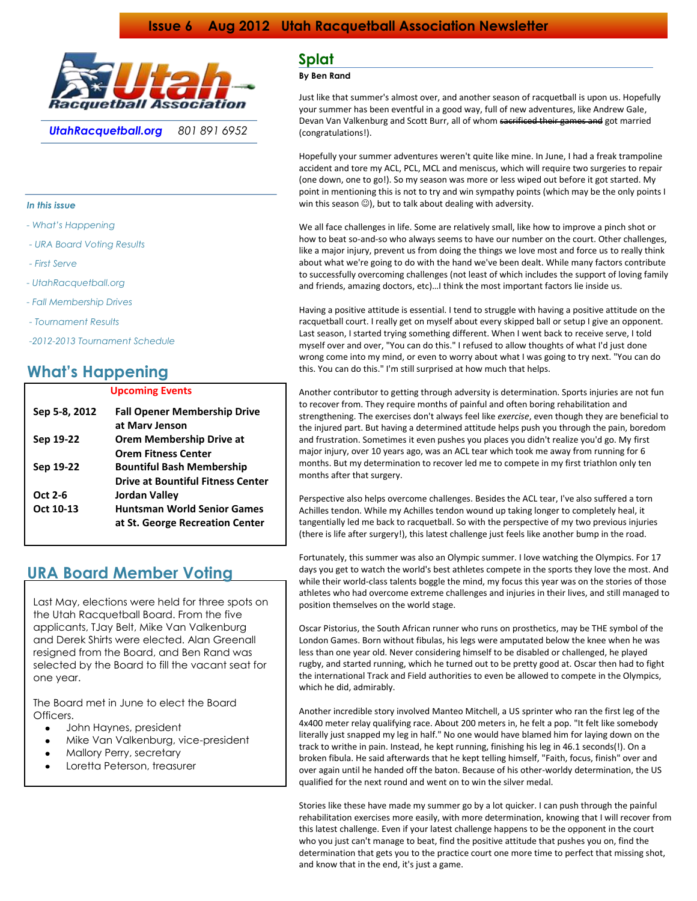# Issue 6 Aug 2012 Utah Racquetball Association Newsletter

Utah Racquetball Association

*UtahRacquetball.org* 801 891 6952

*In this issue*

- *What's Happening*
- *URA Board Voting Results*
- *First Serve*
- *UtahRacquetball.org*
- *Fall Membership Drives*
- *Tournament Results*
- *2012-2013 Tournament Schedule*

## What's Happening

**Upcoming Events**

| | |
|---|---|
| **Sep 5-8, 2012** | **Fall Opener Membership Drive at Marv Jenson** |
| **Sep 19-22** | **Orem Membership Drive at Orem Fitness Center** |
| **Sep 19-22** | **Bountiful Bash Membership Drive at Bountiful Fitness Center** |
| **Oct 2-6** | **Jordan Valley** |
| **Oct 10-13** | **Huntsman World Senior Games at St. George Recreation Center** |

## URA Board Member Voting

Last May, elections were held for three spots on the Utah Racquetball Board. From the five applicants, TJay Belt, Mike Van Valkenburg and Derek Shirts were elected. Alan Greenall resigned from the Board, and Ben Rand was selected by the Board to fill the vacant seat for one year.

The Board met in June to elect the Board Officers.

- John Haynes, president
- Mike Van Valkenburg, vice-president
- Mallory Perry, secretary
- Loretta Peterson, treasurer

## Splat

**By Ben Rand**

Just like that summer's almost over, and another season of racquetball is upon us. Hopefully your summer has been eventful in a good way, full of new adventures, like Andrew Gale, Devan Van Valkenburg and Scott Burr, all of whom ~~sacrificed their games and~~ got married (congratulations!).

Hopefully your summer adventures weren't quite like mine. In June, I had a freak trampoline accident and tore my ACL, PCL, MCL and meniscus, which will require two surgeries to repair (one down, one to go!). So my season was more or less wiped out before it got started. My point in mentioning this is not to try and win sympathy points (which may be the only points I win this season ☺), but to talk about dealing with adversity.

We all face challenges in life. Some are relatively small, like how to improve a pinch shot or how to beat so-and-so who always seems to have our number on the court. Other challenges, like a major injury, prevent us from doing the things we love most and force us to really think about what we're going to do with the hand we've been dealt. While many factors contribute to successfully overcoming challenges (not least of which includes the support of loving family and friends, amazing doctors, etc)…I think the most important factors lie inside us.

Having a positive attitude is essential. I tend to struggle with having a positive attitude on the racquetball court. I really get on myself about every skipped ball or setup I give an opponent. Last season, I started trying something different. When I went back to receive serve, I told myself over and over, "You can do this." I refused to allow thoughts of what I'd just done wrong come into my mind, or even to worry about what I was going to try next. "You can do this. You can do this." I'm still surprised at how much that helps.

Another contributor to getting through adversity is determination. Sports injuries are not fun to recover from. They require months of painful and often boring rehabilitation and strengthening. The exercises don't always feel like *exercise*, even though they are beneficial to the injured part. But having a determined attitude helps push you through the pain, boredom and frustration. Sometimes it even pushes you places you didn't realize you'd go. My first major injury, over 10 years ago, was an ACL tear which took me away from running for 6 months. But my determination to recover led me to compete in my first triathlon only ten months after that surgery.

Perspective also helps overcome challenges. Besides the ACL tear, I've also suffered a torn Achilles tendon. While my Achilles tendon wound up taking longer to completely heal, it tangentially led me back to racquetball. So with the perspective of my two previous injuries (there is life after surgery!), this latest challenge just feels like another bump in the road.

Fortunately, this summer was also an Olympic summer. I love watching the Olympics. For 17 days you get to watch the world's best athletes compete in the sports they love the most. And while their world-class talents boggle the mind, my focus this year was on the stories of those athletes who had overcome extreme challenges and injuries in their lives, and still managed to position themselves on the world stage.

Oscar Pistorius, the South African runner who runs on prosthetics, may be THE symbol of the London Games. Born without fibulas, his legs were amputated below the knee when he was less than one year old. Never considering himself to be disabled or challenged, he played rugby, and started running, which he turned out to be pretty good at. Oscar then had to fight the international Track and Field authorities to even be allowed to compete in the Olympics, which he did, admirably.

Another incredible story involved Manteo Mitchell, a US sprinter who ran the first leg of the 4x400 meter relay qualifying race. About 200 meters in, he felt a pop. "It felt like somebody literally just snapped my leg in half." No one would have blamed him for laying down on the track to writhe in pain. Instead, he kept running, finishing his leg in 46.1 seconds(!). On a broken fibula. He said afterwards that he kept telling himself, "Faith, focus, finish" over and over again until he handed off the baton. Because of his other-worldy determination, the US qualified for the next round and went on to win the silver medal.

Stories like these have made my summer go by a lot quicker. I can push through the painful rehabilitation exercises more easily, with more determination, knowing that I will recover from this latest challenge. Even if your latest challenge happens to be the opponent in the court who you just can't manage to beat, find the positive attitude that pushes you on, find the determination that gets you to the practice court one more time to perfect that missing shot, and know that in the end, it's just a game.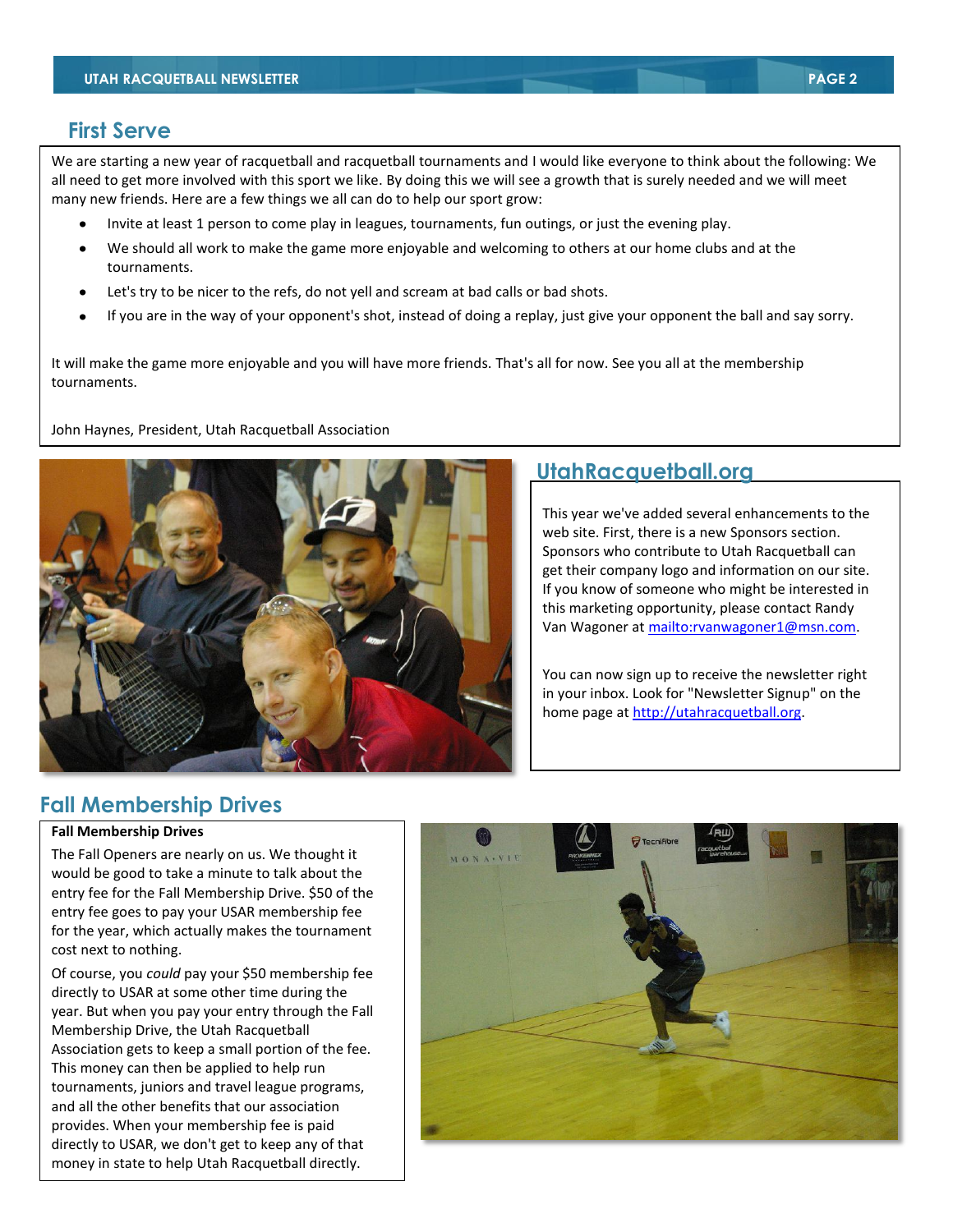## First Serve

We are starting a new year of racquetball and racquetball tournaments and I would like everyone to think about the following: We all need to get more involved with this sport we like. By doing this we will see a growth that is surely needed and we will meet many new friends. Here are a few things we all can do to help our sport grow:

- Invite at least 1 person to come play in leagues, tournaments, fun outings, or just the evening play.
- We should all work to make the game more enjoyable and welcoming to others at our home clubs and at the tournaments.
- Let's try to be nicer to the refs, do not yell and scream at bad calls or bad shots.
- If you are in the way of your opponent's shot, instead of doing a replay, just give your opponent the ball and say sorry.

It will make the game more enjoyable and you will have more friends. That's all for now. See you all at the membership tournaments.

John Haynes, President, Utah Racquetball Association

## UtahRacquetball.org

This year we've added several enhancements to the web site. First, there is a new Sponsors section. Sponsors who contribute to Utah Racquetball can get their company logo and information on our site. If you know of someone who might be interested in this marketing opportunity, please contact Randy Van Wagoner at mailto:rvanwagoner1@msn.com.

You can now sign up to receive the newsletter right in your inbox. Look for "Newsletter Signup" on the home page at http://utahracquetball.org.

## Fall Membership Drives

**Fall Membership Drives**

The Fall Openers are nearly on us. We thought it would be good to take a minute to talk about the entry fee for the Fall Membership Drive. $50 of the entry fee goes to pay your USAR membership fee for the year, which actually makes the tournament cost next to nothing.

Of course, you *could* pay your $50 membership fee directly to USAR at some other time during the year. But when you pay your entry through the Fall Membership Drive, the Utah Racquetball Association gets to keep a small portion of the fee. This money can then be applied to help run tournaments, juniors and travel league programs, and all the other benefits that our association provides. When your membership fee is paid directly to USAR, we don't get to keep any of that money in state to help Utah Racquetball directly.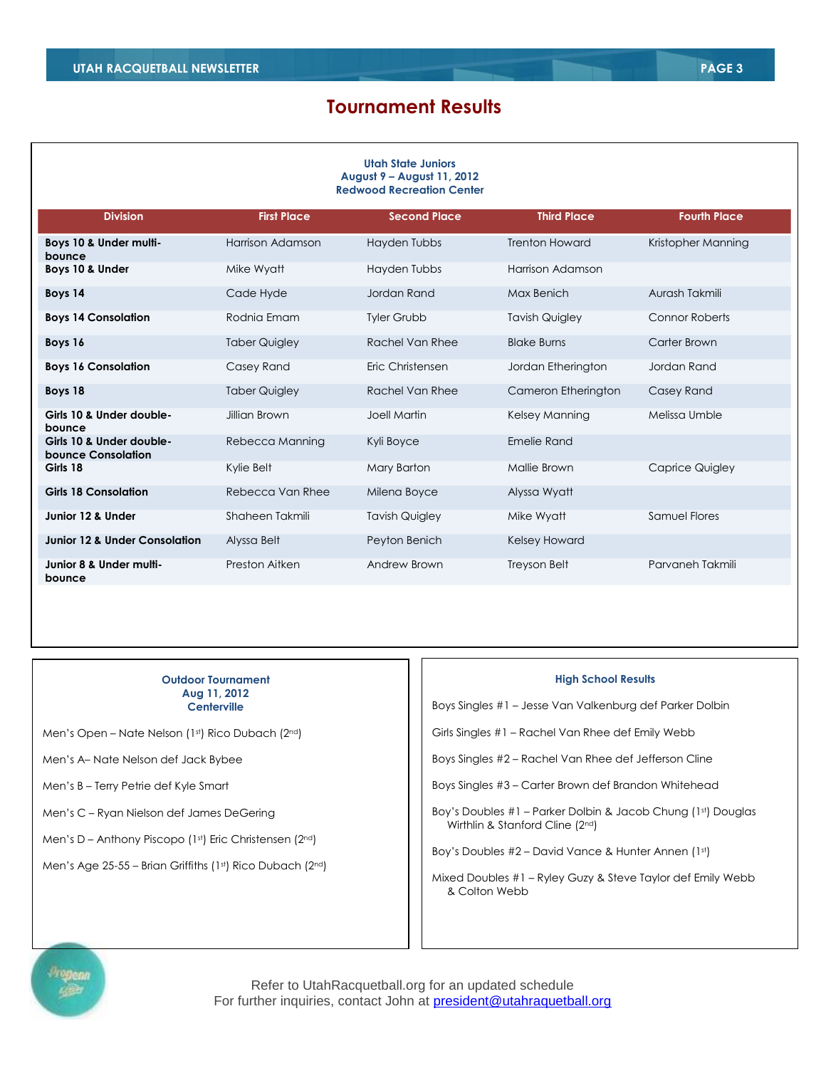# Tournament Results

**Utah State Juniors**
**August 9 – August 11, 2012**
**Redwood Recreation Center**

| Division | First Place | Second Place | Third Place | Fourth Place |
|---|---|---|---|---|
| **Boys 10 & Under multi-bounce** | Harrison Adamson | Hayden Tubbs | Trenton Howard | Kristopher Manning |
| **Boys 10 & Under** | Mike Wyatt | Hayden Tubbs | Harrison Adamson | |
| **Boys 14** | Cade Hyde | Jordan Rand | Max Benich | Aurash Takmili |
| **Boys 14 Consolation** | Rodnia Emam | Tyler Grubb | Tavish Quigley | Connor Roberts |
| **Boys 16** | Taber Quigley | Rachel Van Rhee | Blake Burns | Carter Brown |
| **Boys 16 Consolation** | Casey Rand | Eric Christensen | Jordan Etherington | Jordan Rand |
| **Boys 18** | Taber Quigley | Rachel Van Rhee | Cameron Etherington | Casey Rand |
| **Girls 10 & Under double-bounce** | Jillian Brown | Joell Martin | Kelsey Manning | Melissa Umble |
| **Girls 10 & Under double-bounce Consolation** | Rebecca Manning | Kyli Boyce | Emelie Rand | |
| **Girls 18** | Kylie Belt | Mary Barton | Mallie Brown | Caprice Quigley |
| **Girls 18 Consolation** | Rebecca Van Rhee | Milena Boyce | Alyssa Wyatt | |
| **Junior 12 & Under** | Shaheen Takmili | Tavish Quigley | Mike Wyatt | Samuel Flores |
| **Junior 12 & Under Consolation** | Alyssa Belt | Peyton Benich | Kelsey Howard | |
| **Junior 8 & Under multi-bounce** | Preston Aitken | Andrew Brown | Treyson Belt | Parvaneh Takmili |

**Outdoor Tournament**
**Aug 11, 2012**
**Centerville**

Men's Open – Nate Nelson (1st) Rico Dubach (2nd)

Men's A– Nate Nelson def Jack Bybee

Men's B – Terry Petrie def Kyle Smart

Men's C – Ryan Nielson def James DeGering

Men's D – Anthony Piscopo (1st) Eric Christensen (2nd)

Men's Age 25-55 – Brian Griffiths (1st) Rico Dubach (2nd)

**High School Results**

Boys Singles #1 – Jesse Van Valkenburg def Parker Dolbin

Girls Singles #1 – Rachel Van Rhee def Emily Webb

Boys Singles #2 – Rachel Van Rhee def Jefferson Cline

Boys Singles #3 – Carter Brown def Brandon Whitehead

Boy's Doubles #1 – Parker Dolbin & Jacob Chung (1st) Douglas Wirthlin & Stanford Cline (2nd)

Boy's Doubles #2 – David Vance & Hunter Annen (1st)

Mixed Doubles #1 – Ryley Guzy & Steve Taylor def Emily Webb & Colton Webb

Refer to UtahRacquetball.org for an updated schedule
For further inquiries, contact John at president@utahraquetball.org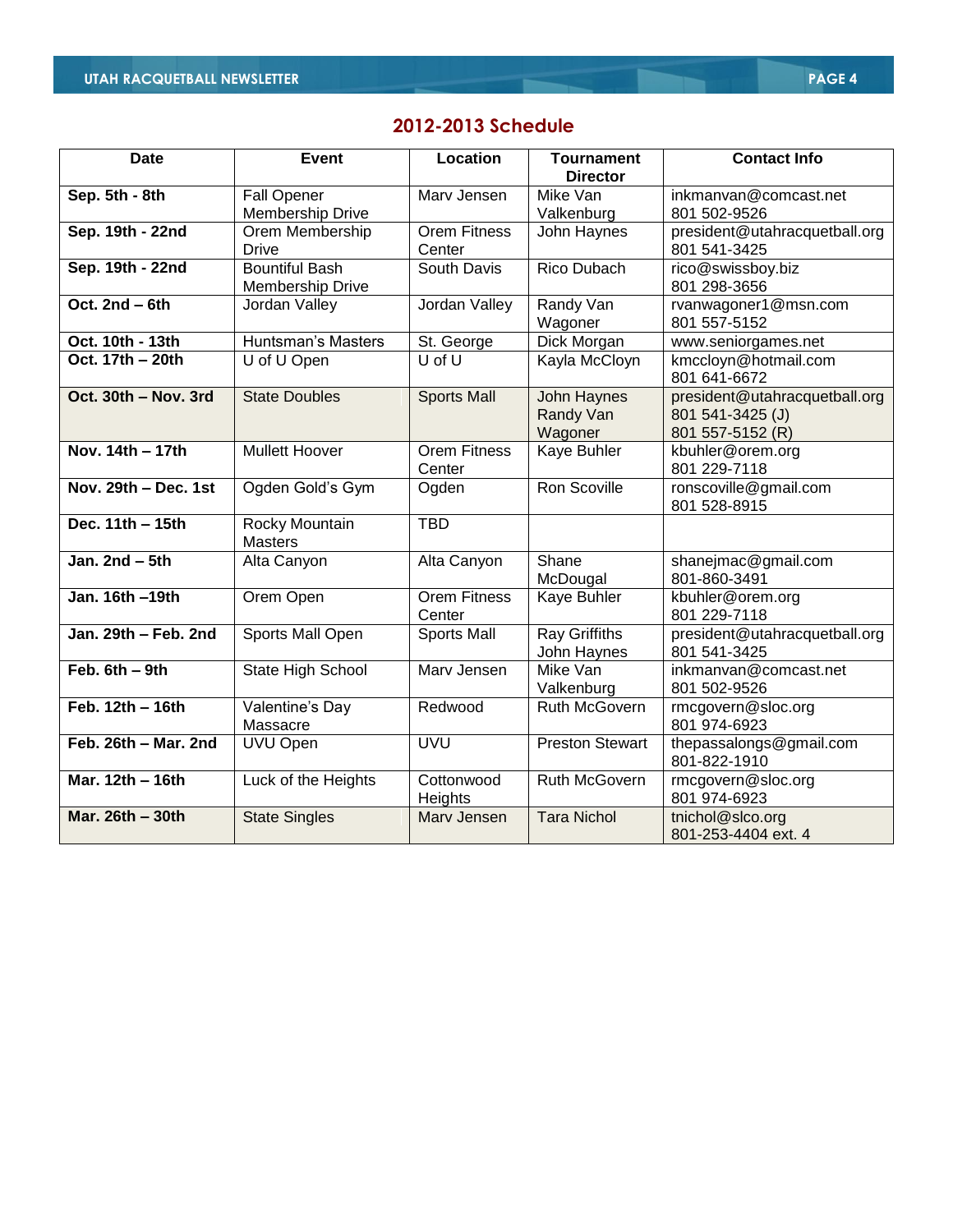## 2012-2013 Schedule

| Date | Event | Location | Tournament Director | Contact Info |
|---|---|---|---|---|
| **Sep. 5th - 8th** | Fall Opener Membership Drive | Marv Jensen | Mike Van Valkenburg | inkmanvan@comcast.net 801 502-9526 |
| **Sep. 19th - 22nd** | Orem Membership Drive | Orem Fitness Center | John Haynes | president@utahracquetball.org 801 541-3425 |
| **Sep. 19th - 22nd** | Bountiful Bash Membership Drive | South Davis | Rico Dubach | rico@swissboy.biz 801 298-3656 |
| **Oct. 2nd – 6th** | Jordan Valley | Jordan Valley | Randy Van Wagoner | rvanwagoner1@msn.com 801 557-5152 |
| **Oct. 10th - 13th** | Huntsman's Masters | St. George | Dick Morgan | www.seniorgames.net |
| **Oct. 17th – 20th** | U of U Open | U of U | Kayla McCloyn | kmccloyn@hotmail.com 801 641-6672 |
| **Oct. 30th – Nov. 3rd** | State Doubles | Sports Mall | John Haynes Randy Van Wagoner | president@utahracquetball.org 801 541-3425 (J) 801 557-5152 (R) |
| **Nov. 14th – 17th** | Mullett Hoover | Orem Fitness Center | Kaye Buhler | kbuhler@orem.org 801 229-7118 |
| **Nov. 29th – Dec. 1st** | Ogden Gold's Gym | Ogden | Ron Scoville | ronscoville@gmail.com 801 528-8915 |
| **Dec. 11th – 15th** | Rocky Mountain Masters | TBD | | |
| **Jan. 2nd – 5th** | Alta Canyon | Alta Canyon | Shane McDougal | shanejmac@gmail.com 801-860-3491 |
| **Jan. 16th –19th** | Orem Open | Orem Fitness Center | Kaye Buhler | kbuhler@orem.org 801 229-7118 |
| **Jan. 29th – Feb. 2nd** | Sports Mall Open | Sports Mall | Ray Griffiths John Haynes | president@utahracquetball.org 801 541-3425 |
| **Feb. 6th – 9th** | State High School | Marv Jensen | Mike Van Valkenburg | inkmanvan@comcast.net 801 502-9526 |
| **Feb. 12th – 16th** | Valentine's Day Massacre | Redwood | Ruth McGovern | rmcgovern@sloc.org 801 974-6923 |
| **Feb. 26th – Mar. 2nd** | UVU Open | UVU | Preston Stewart | thepassalongs@gmail.com 801-822-1910 |
| **Mar. 12th – 16th** | Luck of the Heights | Cottonwood Heights | Ruth McGovern | rmcgovern@sloc.org 801 974-6923 |
| **Mar. 26th – 30th** | State Singles | Marv Jensen | Tara Nichol | tnichol@slco.org 801-253-4404 ext. 4 |